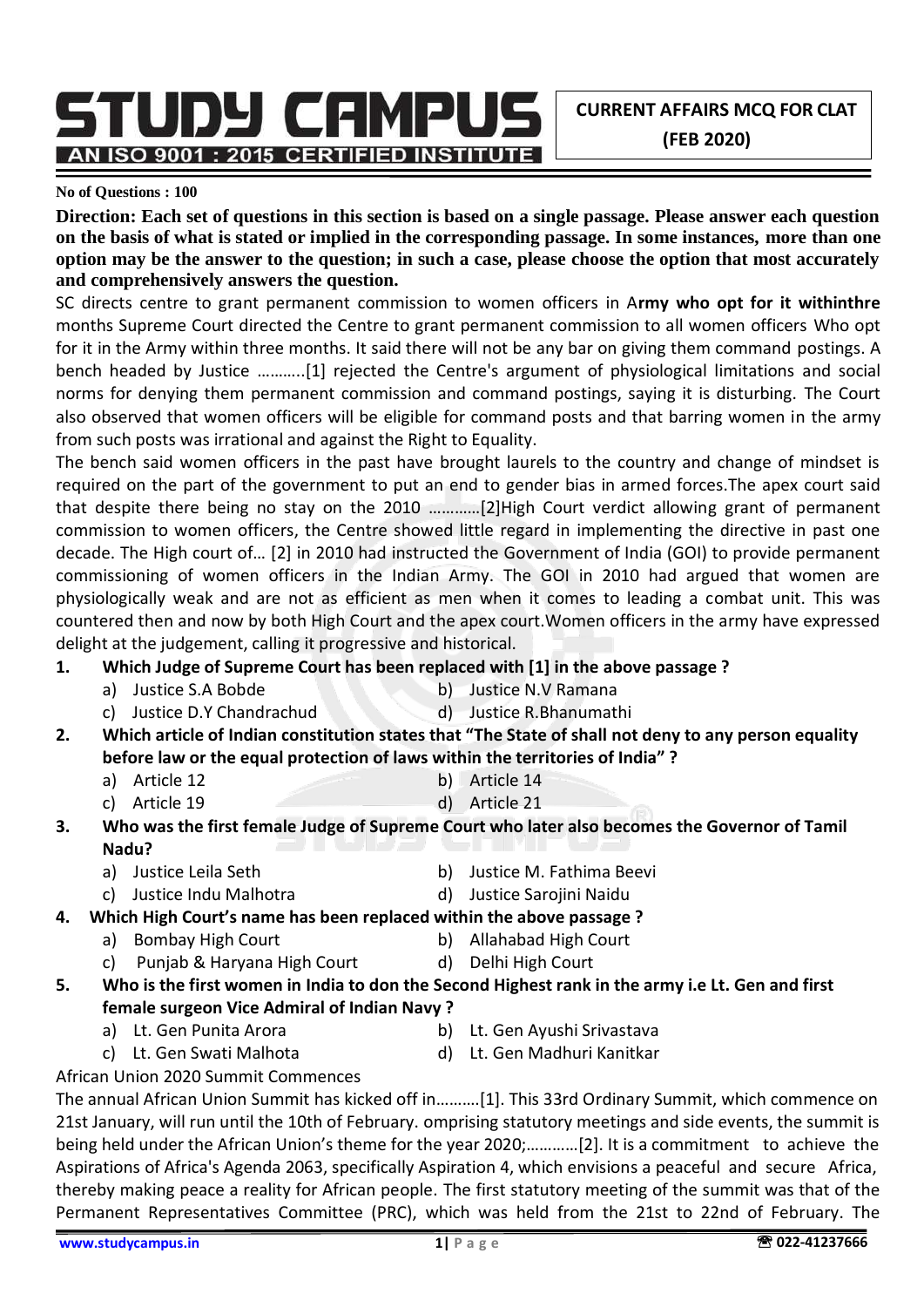**CURRENT AFFAIRS MCQ FOR CLAT (FEB 2020)**

**No of Questions : 100**

**Direction: Each set of questions in this section is based on a single passage. Please answer each question on the basis of what is stated or implied in the corresponding passage. In some instances, more than one option may be the answer to the question; in such a case, please choose the option that most accurately and comprehensively answers the question.**

SC directs centre to grant permanent commission to women officers in A**rmy who opt for it withinthre** months Supreme Court directed the Centre to grant permanent commission to all women officers Who opt for it in the Army within three months. It said there will not be any bar on giving them command postings. A bench headed by Justice ………..[1] rejected the Centre's argument of physiological limitations and social norms for denying them permanent commission and command postings, saying it is disturbing. The Court also observed that women officers will be eligible for command posts and that barring women in the army from such posts was irrational and against the Right to Equality.

The bench said women officers in the past have brought laurels to the country and change of mindset is required on the part of the government to put an end to gender bias in armed forces.The apex court said that despite there being no stay on the 2010 …………[2]High Court verdict allowing grant of permanent commission to women officers, the Centre showed little regard in implementing the directive in past one decade. The High court of… [2] in 2010 had instructed the Government of India (GOI) to provide permanent commissioning of women officers in the Indian Army. The GOI in 2010 had argued that women are physiologically weak and are not as efficient as men when it comes to leading a combat unit. This was countered then and now by both High Court and the apex court.Women officers in the army have expressed delight at the judgement, calling it progressive and historical.

**1. Which Judge of Supreme Court has been replaced with [1] in the above passage ?**

a) Justice S.A Bobde
b) Justice N.V Ramana
c) Justice D.Y Chandrachud
d) Justice R.Bhanumathi

**2. Which article of Indian constitution states that "The State of shall not deny to any person equality before law or the equal protection of laws within the territories of India" ?**

a) Article 12
b) Article 14
c) Article 19
d) Article 21

**3. Who was the first female Judge of Supreme Court who later also becomes the Governor of Tamil Nadu?**

a) Justice Leila Seth
b) Justice M. Fathima Beevi
c) Justice Indu Malhotra
d) Justice Sarojini Naidu

**4. Which High Court's name has been replaced within the above passage ?**

a) Bombay High Court
b) Allahabad High Court
c) Punjab & Haryana High Court
d) Delhi High Court

**5. Who is the first women in India to don the Second Highest rank in the army i.e Lt. Gen and first female surgeon Vice Admiral of Indian Navy ?**

a) Lt. Gen Punita Arora
b) Lt. Gen Ayushi Srivastava
c) Lt. Gen Swati Malhota
d) Lt. Gen Madhuri Kanitkar

African Union 2020 Summit Commences

The annual African Union Summit has kicked off in……….[1]. This 33rd Ordinary Summit, which commence on 21st January, will run until the 10th of February. omprising statutory meetings and side events, the summit is being held under the African Union's theme for the year 2020;…………[2]. It is a commitment to achieve the Aspirations of Africa's Agenda 2063, specifically Aspiration 4, which envisions a peaceful and secure Africa, thereby making peace a reality for African people. The first statutory meeting of the summit was that of the Permanent Representatives Committee (PRC), which was held from the 21st to 22nd of February. The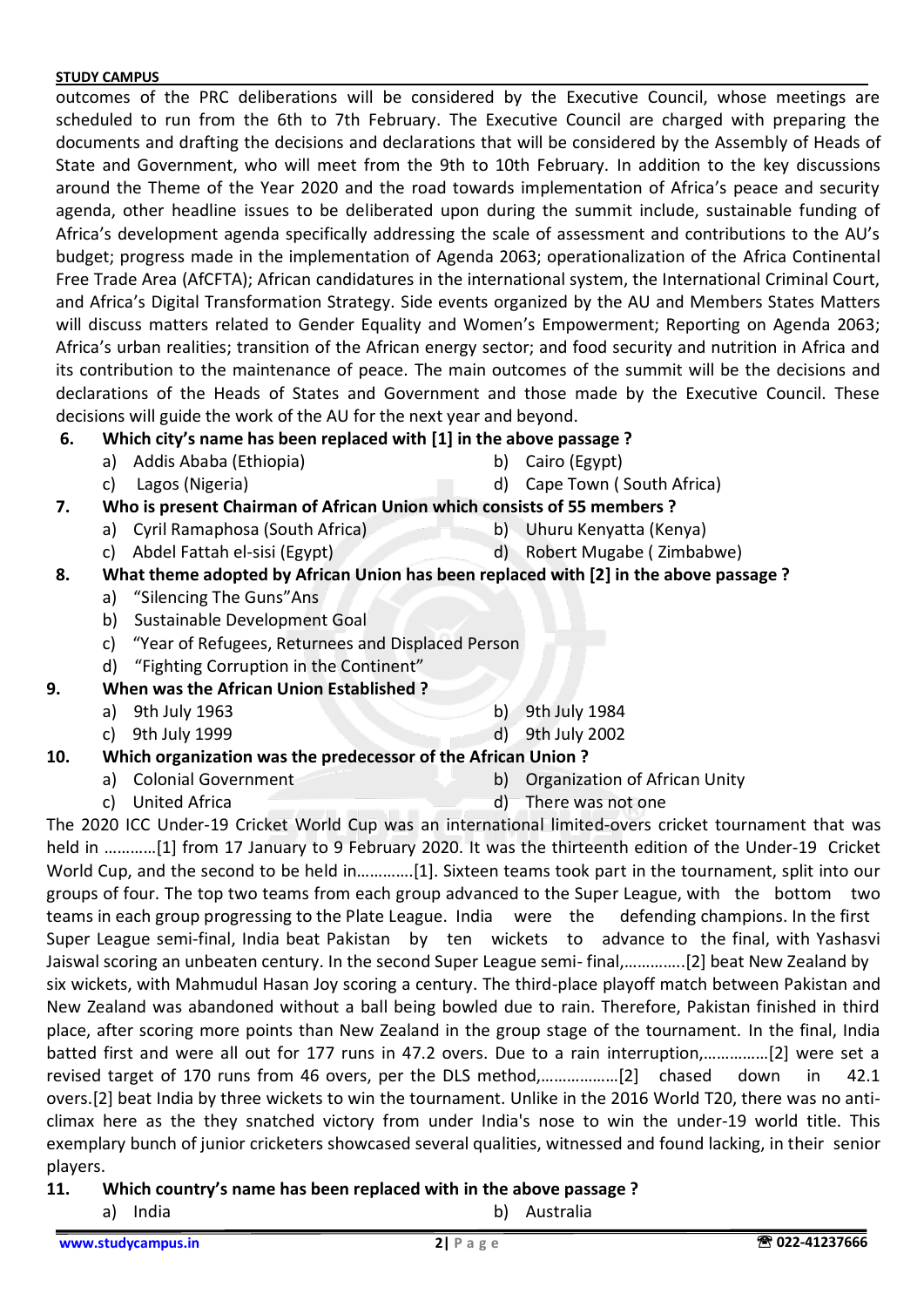outcomes of the PRC deliberations will be considered by the Executive Council, whose meetings are scheduled to run from the 6th to 7th February. The Executive Council are charged with preparing the documents and drafting the decisions and declarations that will be considered by the Assembly of Heads of State and Government, who will meet from the 9th to 10th February. In addition to the key discussions around the Theme of the Year 2020 and the road towards implementation of Africa's peace and security agenda, other headline issues to be deliberated upon during the summit include, sustainable funding of Africa's development agenda specifically addressing the scale of assessment and contributions to the AU's budget; progress made in the implementation of Agenda 2063; operationalization of the Africa Continental Free Trade Area (AfCFTA); African candidatures in the international system, the International Criminal Court, and Africa's Digital Transformation Strategy. Side events organized by the AU and Members States Matters will discuss matters related to Gender Equality and Women's Empowerment; Reporting on Agenda 2063; Africa's urban realities; transition of the African energy sector; and food security and nutrition in Africa and its contribution to the maintenance of peace. The main outcomes of the summit will be the decisions and declarations of the Heads of States and Government and those made by the Executive Council. These decisions will guide the work of the AU for the next year and beyond.

**6. Which city's name has been replaced with [1] in the above passage ?**

a) Addis Ababa (Ethiopia)
b) Cairo (Egypt)
c) Lagos (Nigeria)
d) Cape Town ( South Africa)

**7. Who is present Chairman of African Union which consists of 55 members ?**

a) Cyril Ramaphosa (South Africa)
b) Uhuru Kenyatta (Kenya)
c) Abdel Fattah el-sisi (Egypt)
d) Robert Mugabe ( Zimbabwe)

**8. What theme adopted by African Union has been replaced with [2] in the above passage ?**

a) "Silencing The Guns"Ans
b) Sustainable Development Goal
c) "Year of Refugees, Returnees and Displaced Person
d) "Fighting Corruption in the Continent"

**9. When was the African Union Established ?**

a) 9th July 1963
b) 9th July 1984
c) 9th July 1999
d) 9th July 2002

**10. Which organization was the predecessor of the African Union ?**

a) Colonial Government
b) Organization of African Unity
c) United Africa
d) There was not one

The 2020 ICC Under-19 Cricket World Cup was an international limited-overs cricket tournament that was held in …………[1] from 17 January to 9 February 2020. It was the thirteenth edition of the Under-19 Cricket World Cup, and the second to be held in………….[1]. Sixteen teams took part in the tournament, split into our groups of four. The top two teams from each group advanced to the Super League, with the bottom two teams in each group progressing to the Plate League. India were the defending champions. In the first Super League semi-final, India beat Pakistan by ten wickets to advance to the final, with Yashasvi Jaiswal scoring an unbeaten century. In the second Super League semi- final,…………..[2] beat New Zealand by six wickets, with Mahmudul Hasan Joy scoring a century. The third-place playoff match between Pakistan and New Zealand was abandoned without a ball being bowled due to rain. Therefore, Pakistan finished in third place, after scoring more points than New Zealand in the group stage of the tournament. In the final, India batted first and were all out for 177 runs in 47.2 overs. Due to a rain interruption,……………[2] were set a revised target of 170 runs from 46 overs, per the DLS method,………………[2] chased down in 42.1 overs.[2] beat India by three wickets to win the tournament. Unlike in the 2016 World T20, there was no anti-climax here as the they snatched victory from under India's nose to win the under-19 world title. This exemplary bunch of junior cricketers showcased several qualities, witnessed and found lacking, in their senior players.

**11. Which country's name has been replaced with in the above passage ?**

a) India
b) Australia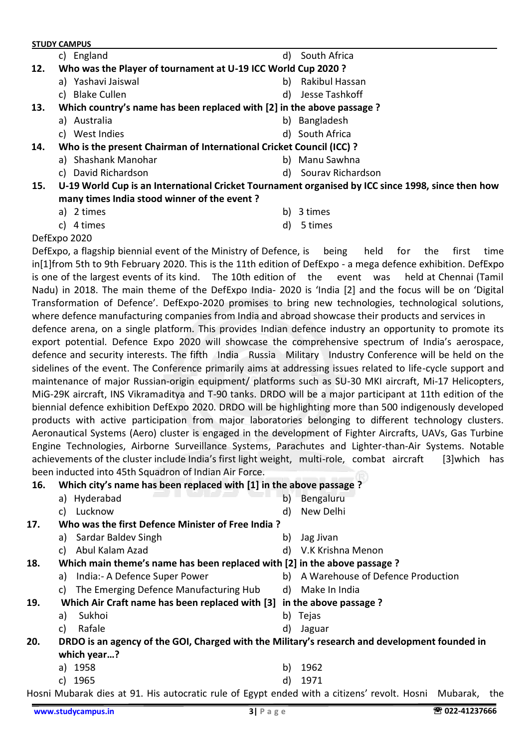c) England d) South Africa

**12. Who was the Player of tournament at U-19 ICC World Cup 2020 ?**

a) Yashavi Jaiswal b) Rakibul Hassan
c) Blake Cullen d) Jesse Tashkoff

**13. Which country's name has been replaced with [2] in the above passage ?**

a) Australia b) Bangladesh
c) West Indies d) South Africa

**14. Who is the present Chairman of International Cricket Council (ICC) ?**

a) Shashank Manohar b) Manu Sawhna
c) David Richardson d) Sourav Richardson

**15. U-19 World Cup is an International Cricket Tournament organised by ICC since 1998, since then how many times India stood winner of the event ?**

a) 2 times b) 3 times
c) 4 times d) 5 times

DefExpo 2020

DefExpo, a flagship biennial event of the Ministry of Defence, is being held for the first time in[1]from 5th to 9th February 2020. This is the 11th edition of DefExpo - a mega defence exhibition. DefExpo is one of the largest events of its kind. The 10th edition of the event was held at Chennai (Tamil Nadu) in 2018. The main theme of the DefExpo India- 2020 is 'India [2] and the focus will be on 'Digital Transformation of Defence'. DefExpo-2020 promises to bring new technologies, technological solutions, where defence manufacturing companies from India and abroad showcase their products and services in defence arena, on a single platform. This provides Indian defence industry an opportunity to promote its export potential. Defence Expo 2020 will showcase the comprehensive spectrum of India's aerospace, defence and security interests. The fifth India Russia Military Industry Conference will be held on the sidelines of the event. The Conference primarily aims at addressing issues related to life-cycle support and maintenance of major Russian-origin equipment/ platforms such as SU-30 MKI aircraft, Mi-17 Helicopters, MiG-29K aircraft, INS Vikramaditya and T-90 tanks. DRDO will be a major participant at 11th edition of the biennial defence exhibition DefExpo 2020. DRDO will be highlighting more than 500 indigenously developed products with active participation from major laboratories belonging to different technology clusters. Aeronautical Systems (Aero) cluster is engaged in the development of Fighter Aircrafts, UAVs, Gas Turbine Engine Technologies, Airborne Surveillance Systems, Parachutes and Lighter-than-Air Systems. Notable achievements of the cluster include India's first light weight, multi-role, combat aircraft [3]which has been inducted into 45th Squadron of Indian Air Force.

**16. Which city's name has been replaced with [1] in the above passage ?**

a) Hyderabad b) Bengaluru
c) Lucknow d) New Delhi

**17. Who was the first Defence Minister of Free India ?**

a) Sardar Baldev Singh b) Jag Jivan
c) Abul Kalam Azad d) V.K Krishna Menon

**18. Which main theme's name has been replaced with [2] in the above passage ?**

a) India:- A Defence Super Power b) A Warehouse of Defence Production
c) The Emerging Defence Manufacturing Hub d) Make In India

**19. Which Air Craft name has been replaced with [3] in the above passage ?**

a) Sukhoi b) Tejas
c) Rafale d) Jaguar

**20. DRDO is an agency of the GOI, Charged with the Military's research and development founded in which year…?**

a) 1958 b) 1962
c) 1965 d) 1971

Hosni Mubarak dies at 91. His autocratic rule of Egypt ended with a citizens' revolt. Hosni Mubarak, the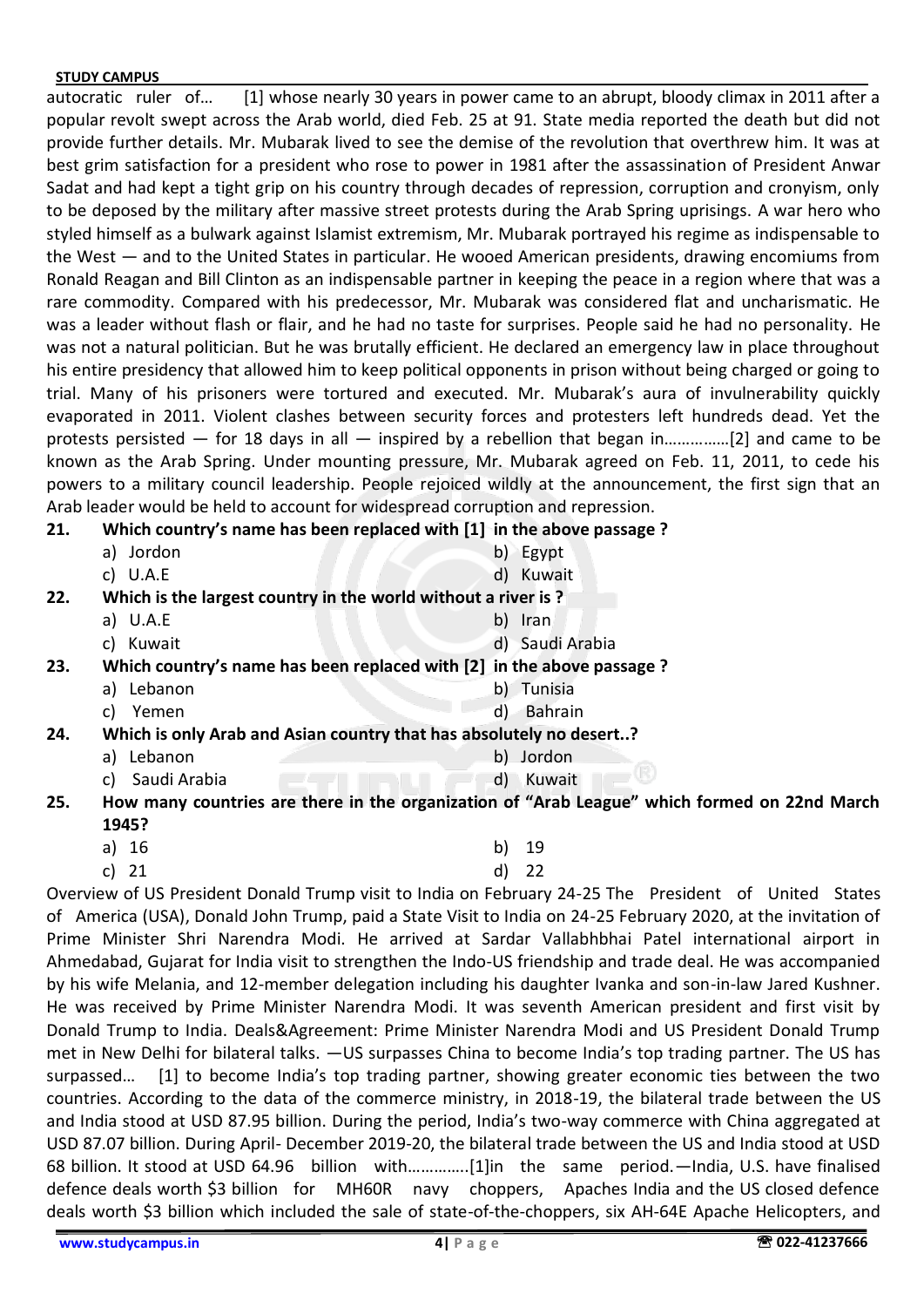autocratic ruler of… [1] whose nearly 30 years in power came to an abrupt, bloody climax in 2011 after a popular revolt swept across the Arab world, died Feb. 25 at 91. State media reported the death but did not provide further details. Mr. Mubarak lived to see the demise of the revolution that overthrew him. It was at best grim satisfaction for a president who rose to power in 1981 after the assassination of President Anwar Sadat and had kept a tight grip on his country through decades of repression, corruption and cronyism, only to be deposed by the military after massive street protests during the Arab Spring uprisings. A war hero who styled himself as a bulwark against Islamist extremism, Mr. Mubarak portrayed his regime as indispensable to the West — and to the United States in particular. He wooed American presidents, drawing encomiums from Ronald Reagan and Bill Clinton as an indispensable partner in keeping the peace in a region where that was a rare commodity. Compared with his predecessor, Mr. Mubarak was considered flat and uncharismatic. He was a leader without flash or flair, and he had no taste for surprises. People said he had no personality. He was not a natural politician. But he was brutally efficient. He declared an emergency law in place throughout his entire presidency that allowed him to keep political opponents in prison without being charged or going to trial. Many of his prisoners were tortured and executed. Mr. Mubarak's aura of invulnerability quickly evaporated in 2011. Violent clashes between security forces and protesters left hundreds dead. Yet the protests persisted — for 18 days in all — inspired by a rebellion that began in……………[2] and came to be known as the Arab Spring. Under mounting pressure, Mr. Mubarak agreed on Feb. 11, 2011, to cede his powers to a military council leadership. People rejoiced wildly at the announcement, the first sign that an Arab leader would be held to account for widespread corruption and repression.

**21. Which country's name has been replaced with [1] in the above passage ?**

a) Jordon  
b) Egypt  
c) U.A.E  
d) Kuwait

**22. Which is the largest country in the world without a river is ?**

a) U.A.E  
b) Iran  
c) Kuwait  
d) Saudi Arabia

**23. Which country's name has been replaced with [2] in the above passage ?**

a) Lebanon  
b) Tunisia  
c) Yemen  
d) Bahrain

**24. Which is only Arab and Asian country that has absolutely no desert..?**

a) Lebanon  
b) Jordon  
c) Saudi Arabia  
d) Kuwait

**25. How many countries are there in the organization of "Arab League" which formed on 22nd March 1945?**

a) 16  
b) 19  
c) 21  
d) 22

Overview of US President Donald Trump visit to India on February 24-25 The President of United States of America (USA), Donald John Trump, paid a State Visit to India on 24-25 February 2020, at the invitation of Prime Minister Shri Narendra Modi. He arrived at Sardar Vallabhbhai Patel international airport in Ahmedabad, Gujarat for India visit to strengthen the Indo-US friendship and trade deal. He was accompanied by his wife Melania, and 12-member delegation including his daughter Ivanka and son-in-law Jared Kushner. He was received by Prime Minister Narendra Modi. It was seventh American president and first visit by Donald Trump to India. Deals&Agreement: Prime Minister Narendra Modi and US President Donald Trump met in New Delhi for bilateral talks. —US surpasses China to become India's top trading partner. The US has surpassed… [1] to become India's top trading partner, showing greater economic ties between the two countries. According to the data of the commerce ministry, in 2018-19, the bilateral trade between the US and India stood at USD 87.95 billion. During the period, India's two-way commerce with China aggregated at USD 87.07 billion. During April- December 2019-20, the bilateral trade between the US and India stood at USD 68 billion. It stood at USD 64.96 billion with…………..[1]in the same period.—India, U.S. have finalised defence deals worth $3 billion for MH60R navy choppers, Apaches India and the US closed defence deals worth $3 billion which included the sale of state-of-the-choppers, six AH-64E Apache Helicopters, and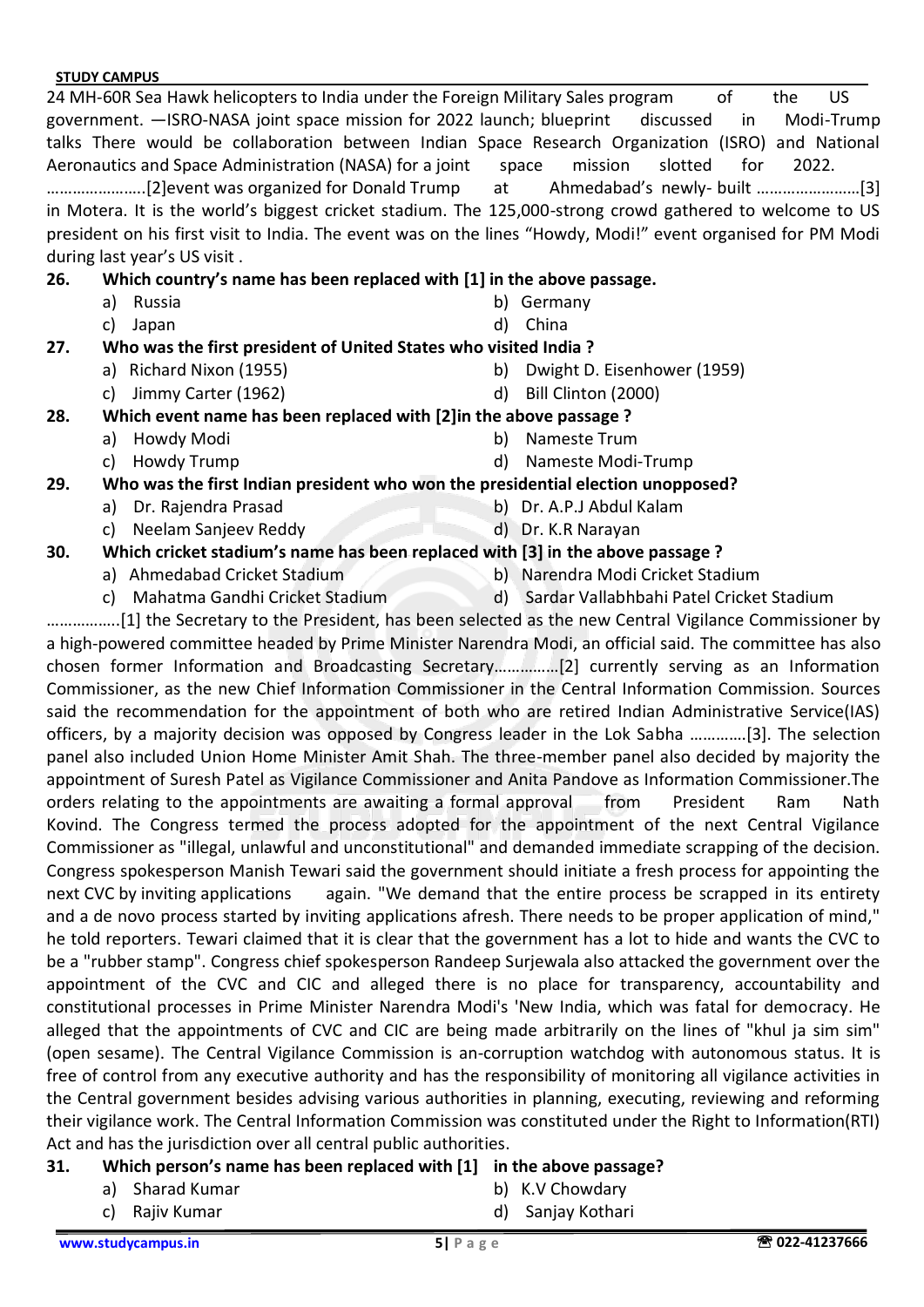24 MH-60R Sea Hawk helicopters to India under the Foreign Military Sales program of the US government. —ISRO-NASA joint space mission for 2022 launch; blueprint discussed in Modi-Trump talks There would be collaboration between Indian Space Research Organization (ISRO) and National Aeronautics and Space Administration (NASA) for a joint space mission slotted for 2022. …………………..[2]event was organized for Donald Trump at Ahmedabad's newly- built ……………………[3] in Motera. It is the world's biggest cricket stadium. The 125,000-strong crowd gathered to welcome to US president on his first visit to India. The event was on the lines "Howdy, Modi!" event organised for PM Modi during last year's US visit .

**26. Which country's name has been replaced with [1] in the above passage.**

a) Russia
b) Germany
c) Japan
d) China

**27. Who was the first president of United States who visited India ?**

a) Richard Nixon (1955)
b) Dwight D. Eisenhower (1959)
c) Jimmy Carter (1962)
d) Bill Clinton (2000)

**28. Which event name has been replaced with [2]in the above passage ?**

a) Howdy Modi
b) Nameste Trum
c) Howdy Trump
d) Nameste Modi-Trump

**29. Who was the first Indian president who won the presidential election unopposed?**

a) Dr. Rajendra Prasad
b) Dr. A.P.J Abdul Kalam
c) Neelam Sanjeev Reddy
d) Dr. K.R Narayan

**30. Which cricket stadium's name has been replaced with [3] in the above passage ?**

a) Ahmedabad Cricket Stadium
b) Narendra Modi Cricket Stadium
c) Mahatma Gandhi Cricket Stadium
d) Sardar Vallabhbhai Patel Cricket Stadium

……………..[1] the Secretary to the President, has been selected as the new Central Vigilance Commissioner by a high-powered committee headed by Prime Minister Narendra Modi, an official said. The committee has also chosen former Information and Broadcasting Secretary……………[2] currently serving as an Information Commissioner, as the new Chief Information Commissioner in the Central Information Commission. Sources said the recommendation for the appointment of both who are retired Indian Administrative Service(IAS) officers, by a majority decision was opposed by Congress leader in the Lok Sabha ………….[3]. The selection panel also included Union Home Minister Amit Shah. The three-member panel also decided by majority the appointment of Suresh Patel as Vigilance Commissioner and Anita Pandove as Information Commissioner.The orders relating to the appointments are awaiting a formal approval from President Ram Nath Kovind. The Congress termed the process adopted for the appointment of the next Central Vigilance Commissioner as "illegal, unlawful and unconstitutional" and demanded immediate scrapping of the decision. Congress spokesperson Manish Tewari said the government should initiate a fresh process for appointing the next CVC by inviting applications again. "We demand that the entire process be scrapped in its entirety and a de novo process started by inviting applications afresh. There needs to be proper application of mind," he told reporters. Tewari claimed that it is clear that the government has a lot to hide and wants the CVC to be a "rubber stamp". Congress chief spokesperson Randeep Surjewala also attacked the government over the appointment of the CVC and CIC and alleged there is no place for transparency, accountability and constitutional processes in Prime Minister Narendra Modi's 'New India, which was fatal for democracy. He alleged that the appointments of CVC and CIC are being made arbitrarily on the lines of "khul ja sim sim" (open sesame). The Central Vigilance Commission is an-corruption watchdog with autonomous status. It is free of control from any executive authority and has the responsibility of monitoring all vigilance activities in the Central government besides advising various authorities in planning, executing, reviewing and reforming their vigilance work. The Central Information Commission was constituted under the Right to Information(RTI) Act and has the jurisdiction over all central public authorities.

**31. Which person's name has been replaced with [1] in the above passage?**

a) Sharad Kumar
b) K.V Chowdary
c) Rajiv Kumar
d) Sanjay Kothari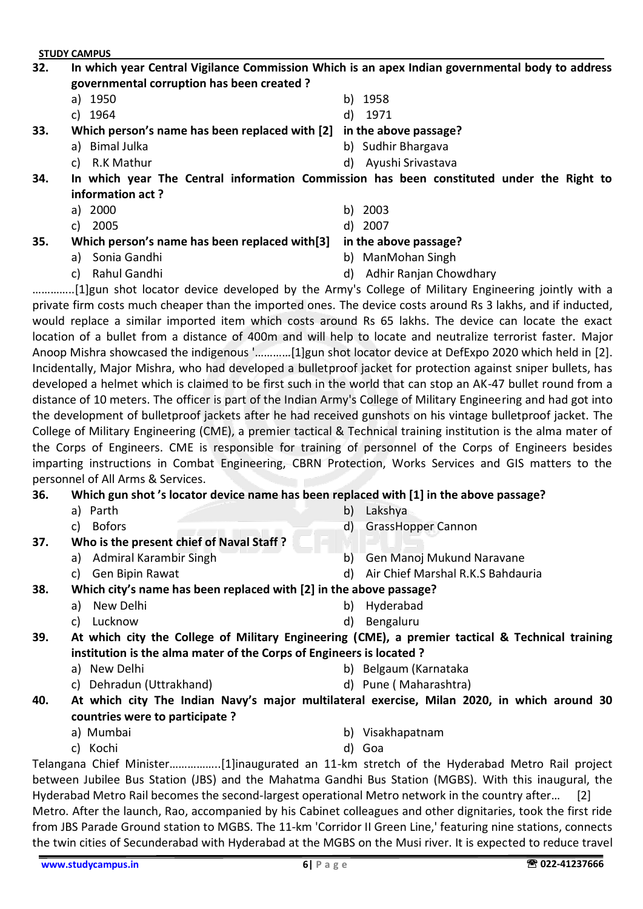**32. In which year Central Vigilance Commission Which is an apex Indian governmental body to address governmental corruption has been created ?**

a) 1950  
b) 1958  
c) 1964  
d) 1971

**33. Which person's name has been replaced with [2] in the above passage?**

a) Bimal Julka  
b) Sudhir Bhargava  
c) R.K Mathur  
d) Ayushi Srivastava

**34. In which year The Central information Commission has been constituted under the Right to information act ?**

a) 2000  
b) 2003  
c) 2005  
d) 2007

**35. Which person's name has been replaced with[3] in the above passage?**

a) Sonia Gandhi  
b) ManMohan Singh  
c) Rahul Gandhi  
d) Adhir Ranjan Chowdhary

…………..[1]gun shot locator device developed by the Army's College of Military Engineering jointly with a private firm costs much cheaper than the imported ones. The device costs around Rs 3 lakhs, and if inducted, would replace a similar imported item which costs around Rs 65 lakhs. The device can locate the exact location of a bullet from a distance of 400m and will help to locate and neutralize terrorist faster. Major Anoop Mishra showcased the indigenous '…………[1]gun shot locator device at DefExpo 2020 which held in [2]. Incidentally, Major Mishra, who had developed a bulletproof jacket for protection against sniper bullets, has developed a helmet which is claimed to be first such in the world that can stop an AK-47 bullet round from a distance of 10 meters. The officer is part of the Indian Army's College of Military Engineering and had got into the development of bulletproof jackets after he had received gunshots on his vintage bulletproof jacket. The College of Military Engineering (CME), a premier tactical & Technical training institution is the alma mater of the Corps of Engineers. CME is responsible for training of personnel of the Corps of Engineers besides imparting instructions in Combat Engineering, CBRN Protection, Works Services and GIS matters to the personnel of All Arms & Services.

**36. Which gun shot 's locator device name has been replaced with [1] in the above passage?**

a) Parth  
b) Lakshya  
c) Bofors  
d) GrassHopper Cannon

**37. Who is the present chief of Naval Staff ?**

a) Admiral Karambir Singh  
b) Gen Manoj Mukund Naravane  
c) Gen Bipin Rawat  
d) Air Chief Marshal R.K.S Bahdauria

**38. Which city's name has been replaced with [2] in the above passage?**

a) New Delhi  
b) Hyderabad  
c) Lucknow  
d) Bengaluru

**39. At which city the College of Military Engineering (CME), a premier tactical & Technical training institution is the alma mater of the Corps of Engineers is located ?**

a) New Delhi  
b) Belgaum (Karnataka  
c) Dehradun (Uttrakhand)  
d) Pune ( Maharashtra)

**40. At which city The Indian Navy's major multilateral exercise, Milan 2020, in which around 30 countries were to participate ?**

a) Mumbai  
b) Visakhapatnam  
c) Kochi  
d) Goa

Telangana Chief Minister……………..[1]inaugurated an 11-km stretch of the Hyderabad Metro Rail project between Jubilee Bus Station (JBS) and the Mahatma Gandhi Bus Station (MGBS). With this inaugural, the Hyderabad Metro Rail becomes the second-largest operational Metro network in the country after… [2] Metro. After the launch, Rao, accompanied by his Cabinet colleagues and other dignitaries, took the first ride from JBS Parade Ground station to MGBS. The 11-km 'Corridor II Green Line,' featuring nine stations, connects the twin cities of Secunderabad with Hyderabad at the MGBS on the Musi river. It is expected to reduce travel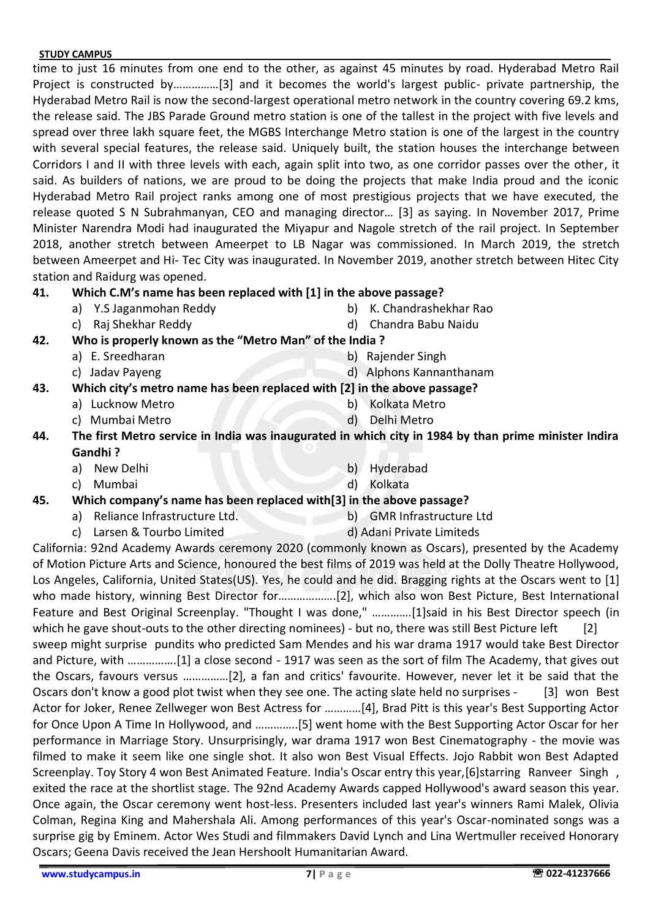time to just 16 minutes from one end to the other, as against 45 minutes by road. Hyderabad Metro Rail Project is constructed by……………[3] and it becomes the world's largest public- private partnership, the Hyderabad Metro Rail is now the second-largest operational metro network in the country covering 69.2 kms, the release said. The JBS Parade Ground metro station is one of the tallest in the project with five levels and spread over three lakh square feet, the MGBS Interchange Metro station is one of the largest in the country with several special features, the release said. Uniquely built, the station houses the interchange between Corridors I and II with three levels with each, again split into two, as one corridor passes over the other, it said. As builders of nations, we are proud to be doing the projects that make India proud and the iconic Hyderabad Metro Rail project ranks among one of most prestigious projects that we have executed, the release quoted S N Subrahmanyan, CEO and managing director… [3] as saying. In November 2017, Prime Minister Narendra Modi had inaugurated the Miyapur and Nagole stretch of the rail project. In September 2018, another stretch between Ameerpet to LB Nagar was commissioned. In March 2019, the stretch between Ameerpet and Hi- Tec City was inaugurated. In November 2019, another stretch between Hitec City station and Raidurg was opened.

**41. Which C.M's name has been replaced with [1] in the above passage?**
- a) Y.S Jaganmohan Reddy
- b) K. Chandrashekhar Rao
- c) Raj Shekhar Reddy
- d) Chandra Babu Naidu

**42. Who is properly known as the "Metro Man" of the India ?**
- a) E. Sreedharan
- b) Rajender Singh
- c) Jadav Payeng
- d) Alphons Kannanthanam

**43. Which city's metro name has been replaced with [2] in the above passage?**
- a) Lucknow Metro
- b) Kolkata Metro
- c) Mumbai Metro
- d) Delhi Metro

**44. The first Metro service in India was inaugurated in which city in 1984 by than prime minister Indira Gandhi ?**
- a) New Delhi
- b) Hyderabad
- c) Mumbai
- d) Kolkata

**45. Which company's name has been replaced with[3] in the above passage?**
- a) Reliance Infrastructure Ltd.
- b) GMR Infrastructure Ltd
- c) Larsen & Tourbo Limited
- d) Adani Private Limiteds

California: 92nd Academy Awards ceremony 2020 (commonly known as Oscars), presented by the Academy of Motion Picture Arts and Science, honoured the best films of 2019 was held at the Dolly Theatre Hollywood, Los Angeles, California, United States(US). Yes, he could and he did. Bragging rights at the Oscars went to [1] who made history, winning Best Director for……………….[2], which also won Best Picture, Best International Feature and Best Original Screenplay. "Thought I was done," ………….[1]said in his Best Director speech (in which he gave shout-outs to the other directing nominees) - but no, there was still Best Picture left [2] sweep might surprise pundits who predicted Sam Mendes and his war drama 1917 would take Best Director and Picture, with …………….[1] a close second - 1917 was seen as the sort of film The Academy, that gives out the Oscars, favours versus ……………[2], a fan and critics' favourite. However, never let it be said that the Oscars don't know a good plot twist when they see one. The acting slate held no surprises - [3] won Best Actor for Joker, Renee Zellweger won Best Actress for …………[4], Brad Pitt is this year's Best Supporting Actor for Once Upon A Time In Hollywood, and …………..[5] went home with the Best Supporting Actor Oscar for her performance in Marriage Story. Unsurprisingly, war drama 1917 won Best Cinematography - the movie was filmed to make it seem like one single shot. It also won Best Visual Effects. Jojo Rabbit won Best Adapted Screenplay. Toy Story 4 won Best Animated Feature. India's Oscar entry this year,[6]starring Ranveer Singh , exited the race at the shortlist stage. The 92nd Academy Awards capped Hollywood's award season this year. Once again, the Oscar ceremony went host-less. Presenters included last year's winners Rami Malek, Olivia Colman, Regina King and Mahershala Ali. Among performances of this year's Oscar-nominated songs was a surprise gig by Eminem. Actor Wes Studi and filmmakers David Lynch and Lina Wertmuller received Honorary Oscars; Geena Davis received the Jean Hershoolt Humanitarian Award.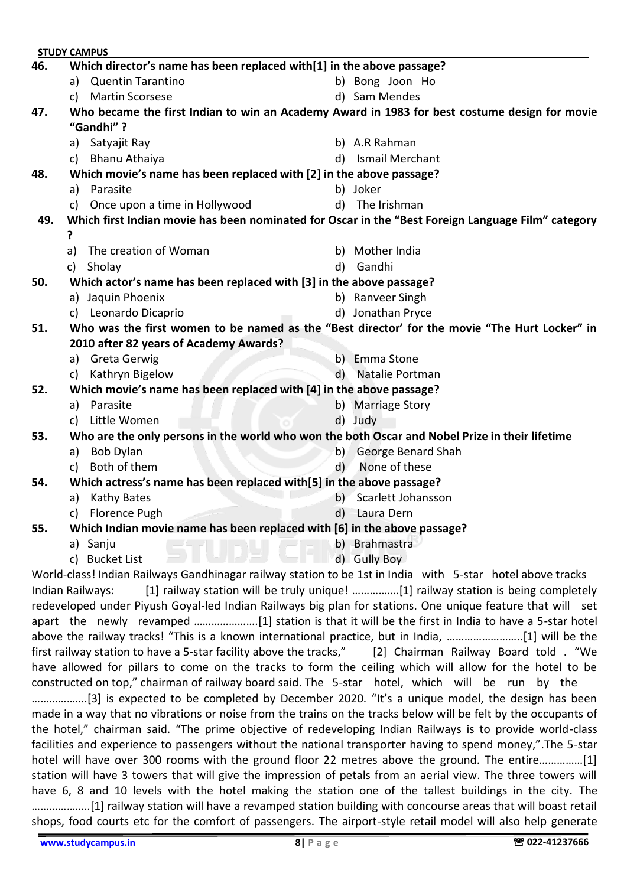46. **Which director's name has been replaced with[1] in the above passage?**
   a) Quentin Tarantino
   b) Bong Joon Ho
   c) Martin Scorsese
   d) Sam Mendes

47. **Who became the first Indian to win an Academy Award in 1983 for best costume design for movie "Gandhi" ?**
   a) Satyajit Ray
   b) A.R Rahman
   c) Bhanu Athaiya
   d) Ismail Merchant

48. **Which movie's name has been replaced with [2] in the above passage?**
   a) Parasite
   b) Joker
   c) Once upon a time in Hollywood
   d) The Irishman

49. **Which first Indian movie has been nominated for Oscar in the "Best Foreign Language Film" category ?**
   a) The creation of Woman
   b) Mother India
   c) Sholay
   d) Gandhi

50. **Which actor's name has been replaced with [3] in the above passage?**
   a) Jaquin Phoenix
   b) Ranveer Singh
   c) Leonardo Dicaprio
   d) Jonathan Pryce

51. **Who was the first women to be named as the "Best director' for the movie "The Hurt Locker" in 2010 after 82 years of Academy Awards?**
   a) Greta Gerwig
   b) Emma Stone
   c) Kathryn Bigelow
   d) Natalie Portman

52. **Which movie's name has been replaced with [4] in the above passage?**
   a) Parasite
   b) Marriage Story
   c) Little Women
   d) Judy

53. **Who are the only persons in the world who won the both Oscar and Nobel Prize in their lifetime**
   a) Bob Dylan
   b) George Benard Shah
   c) Both of them
   d) None of these

54. **Which actress's name has been replaced with[5] in the above passage?**
   a) Kathy Bates
   b) Scarlett Johansson
   c) Florence Pugh
   d) Laura Dern

55. **Which Indian movie name has been replaced with [6] in the above passage?**
   a) Sanju
   b) Brahmastra
   c) Bucket List
   d) Gully Boy

World-class! Indian Railways Gandhinagar railway station to be 1st in India with 5-star hotel above tracks

Indian Railways: [1] railway station will be truly unique! …………….[1] railway station is being completely redeveloped under Piyush Goyal-led Indian Railways big plan for stations. One unique feature that will set apart the newly revamped ………………….[1] station is that it will be the first in India to have a 5-star hotel above the railway tracks! "This is a known international practice, but in India, ……………………..[1] will be the first railway station to have a 5-star facility above the tracks," [2] Chairman Railway Board told . "We have allowed for pillars to come on the tracks to form the ceiling which will allow for the hotel to be constructed on top," chairman of railway board said. The 5-star hotel, which will be run by the ……………….[3] is expected to be completed by December 2020. "It's a unique model, the design has been made in a way that no vibrations or noise from the trains on the tracks below will be felt by the occupants of the hotel," chairman said. "The prime objective of redeveloping Indian Railways is to provide world-class facilities and experience to passengers without the national transporter having to spend money,".The 5-star hotel will have over 300 rooms with the ground floor 22 metres above the ground. The entire……………[1] station will have 3 towers that will give the impression of petals from an aerial view. The three towers will have 6, 8 and 10 levels with the hotel making the station one of the tallest buildings in the city. The ………………..[1] railway station will have a revamped station building with concourse areas that will boast retail shops, food courts etc for the comfort of passengers. The airport-style retail model will also help generate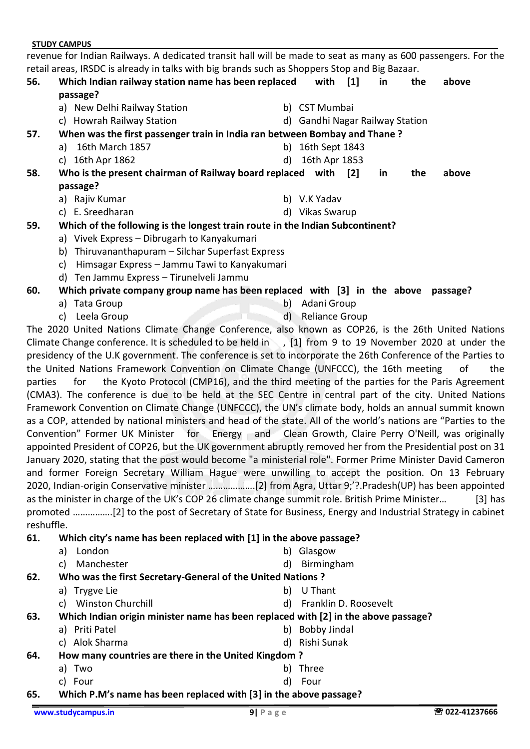revenue for Indian Railways. A dedicated transit hall will be made to seat as many as 600 passengers. For the retail areas, IRSDC is already in talks with big brands such as Shoppers Stop and Big Bazaar.

**56. Which Indian railway station name has been replaced with [1] in the above passage?**

a) New Delhi Railway Station
b) CST Mumbai
c) Howrah Railway Station
d) Gandhi Nagar Railway Station

**57. When was the first passenger train in India ran between Bombay and Thane ?**

a) 16th March 1857
b) 16th Sept 1843
c) 16th Apr 1862
d) 16th Apr 1853

**58. Who is the present chairman of Railway board replaced with [2] in the above passage?**

a) Rajiv Kumar
b) V.K Yadav
c) E. Sreedharan
d) Vikas Swarup

**59. Which of the following is the longest train route in the Indian Subcontinent?**

a) Vivek Express – Dibrugarh to Kanyakumari
b) Thiruvananthapuram – Silchar Superfast Express
c) Himsagar Express – Jammu Tawi to Kanyakumari
d) Ten Jammu Express – Tirunelveli Jammu

**60. Which private company group name has been replaced with [3] in the above passage?**

a) Tata Group
b) Adani Group
c) Leela Group
d) Reliance Group

The 2020 United Nations Climate Change Conference, also known as COP26, is the 26th United Nations Climate Change conference. It is scheduled to be held in , [1] from 9 to 19 November 2020 at under the presidency of the U.K government. The conference is set to incorporate the 26th Conference of the Parties to the United Nations Framework Convention on Climate Change (UNFCCC), the 16th meeting of the parties for the Kyoto Protocol (CMP16), and the third meeting of the parties for the Paris Agreement (CMA3). The conference is due to be held at the SEC Centre in central part of the city. United Nations Framework Convention on Climate Change (UNFCCC), the UN's climate body, holds an annual summit known as a COP, attended by national ministers and head of the state. All of the world's nations are "Parties to the Convention" Former UK Minister for Energy and Clean Growth, Claire Perry O'Neill, was originally appointed President of COP26, but the UK government abruptly removed her from the Presidential post on 31 January 2020, stating that the post would become "a ministerial role". Former Prime Minister David Cameron and former Foreign Secretary William Hague were unwilling to accept the position. On 13 February 2020, Indian-origin Conservative minister ……………….[2] from Agra, Uttar 9;'?.Pradesh(UP) has been appointed as the minister in charge of the UK's COP 26 climate change summit role. British Prime Minister… [3] has promoted …………….[2] to the post of Secretary of State for Business, Energy and Industrial Strategy in cabinet reshuffle.

**61. Which city's name has been replaced with [1] in the above passage?**

a) London
b) Glasgow
c) Manchester
d) Birmingham

**62. Who was the first Secretary-General of the United Nations ?**

a) Trygve Lie
b) U Thant
c) Winston Churchill
d) Franklin D. Roosevelt

**63. Which Indian origin minister name has been replaced with [2] in the above passage?**

a) Priti Patel
b) Bobby Jindal
c) Alok Sharma
d) Rishi Sunak

**64. How many countries are there in the United Kingdom ?**

a) Two
b) Three
c) Four
d) Four

**65. Which P.M's name has been replaced with [3] in the above passage?**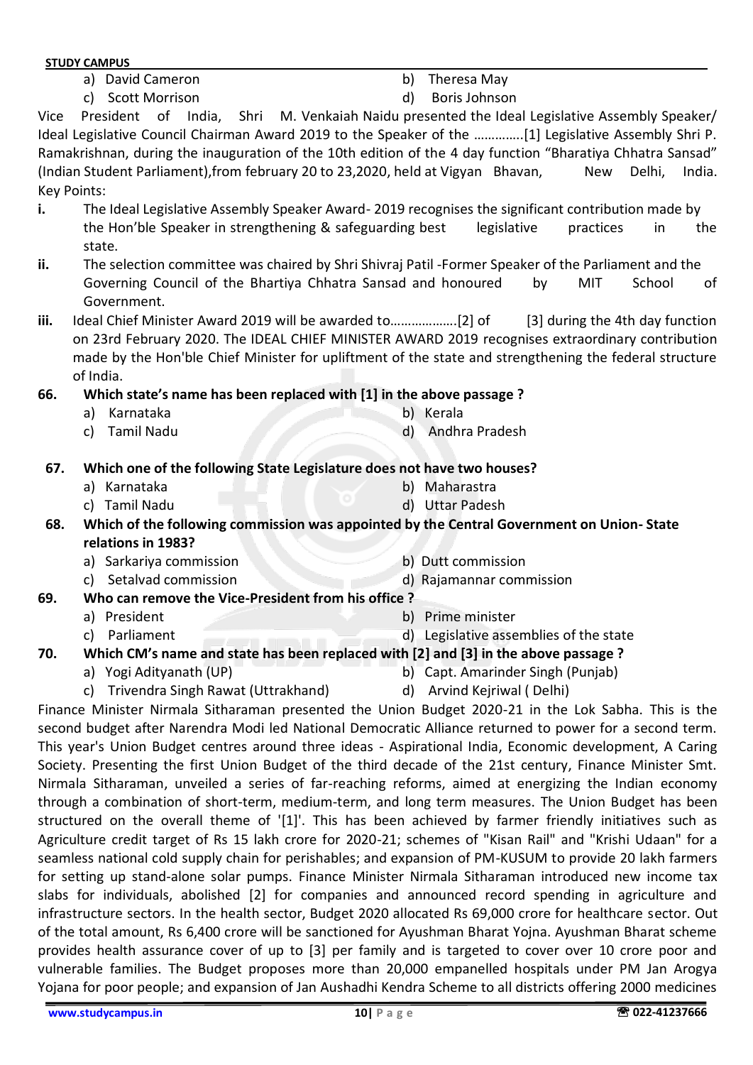a) David Cameron
b) Theresa May
c) Scott Morrison
d) Boris Johnson

Vice President of India, Shri M. Venkaiah Naidu presented the Ideal Legislative Assembly Speaker/ Ideal Legislative Council Chairman Award 2019 to the Speaker of the …………..[1] Legislative Assembly Shri P. Ramakrishnan, during the inauguration of the 10th edition of the 4 day function "Bharatiya Chhatra Sansad" (Indian Student Parliament),from february 20 to 23,2020, held at Vigyan Bhavan, New Delhi, India.

Key Points:

**i.** The Ideal Legislative Assembly Speaker Award- 2019 recognises the significant contribution made by the Hon'ble Speaker in strengthening & safeguarding best legislative practices in the state.

**ii.** The selection committee was chaired by Shri Shivraj Patil -Former Speaker of the Parliament and the Governing Council of the Bhartiya Chhatra Sansad and honoured by MIT School of Government.

**iii.** Ideal Chief Minister Award 2019 will be awarded to……………….[2] of [3] during the 4th day function on 23rd February 2020. The IDEAL CHIEF MINISTER AWARD 2019 recognises extraordinary contribution made by the Hon'ble Chief Minister for upliftment of the state and strengthening the federal structure of India.

**66. Which state's name has been replaced with [1] in the above passage ?**

a) Karnataka
b) Kerala
c) Tamil Nadu
d) Andhra Pradesh

**67. Which one of the following State Legislature does not have two houses?**

a) Karnataka
b) Maharastra
c) Tamil Nadu
d) Uttar Padesh

**68. Which of the following commission was appointed by the Central Government on Union- State relations in 1983?**

a) Sarkariya commission
b) Dutt commission
c) Setalvad commission
d) Rajamannar commission

**69. Who can remove the Vice-President from his office ?**

a) President
b) Prime minister
c) Parliament
d) Legislative assemblies of the state

**70. Which CM's name and state has been replaced with [2] and [3] in the above passage ?**

a) Yogi Adityanath (UP)
b) Capt. Amarinder Singh (Punjab)
c) Trivendra Singh Rawat (Uttrakhand)
d) Arvind Kejriwal ( Delhi)

Finance Minister Nirmala Sitharaman presented the Union Budget 2020-21 in the Lok Sabha. This is the second budget after Narendra Modi led National Democratic Alliance returned to power for a second term. This year's Union Budget centres around three ideas - Aspirational India, Economic development, A Caring Society. Presenting the first Union Budget of the third decade of the 21st century, Finance Minister Smt. Nirmala Sitharaman, unveiled a series of far-reaching reforms, aimed at energizing the Indian economy through a combination of short-term, medium-term, and long term measures. The Union Budget has been structured on the overall theme of '[1]'. This has been achieved by farmer friendly initiatives such as Agriculture credit target of Rs 15 lakh crore for 2020-21; schemes of "Kisan Rail" and "Krishi Udaan" for a seamless national cold supply chain for perishables; and expansion of PM-KUSUM to provide 20 lakh farmers for setting up stand-alone solar pumps. Finance Minister Nirmala Sitharaman introduced new income tax slabs for individuals, abolished [2] for companies and announced record spending in agriculture and infrastructure sectors. In the health sector, Budget 2020 allocated Rs 69,000 crore for healthcare sector. Out of the total amount, Rs 6,400 crore will be sanctioned for Ayushman Bharat Yojna. Ayushman Bharat scheme provides health assurance cover of up to [3] per family and is targeted to cover over 10 crore poor and vulnerable families. The Budget proposes more than 20,000 empanelled hospitals under PM Jan Arogya Yojana for poor people; and expansion of Jan Aushadhi Kendra Scheme to all districts offering 2000 medicines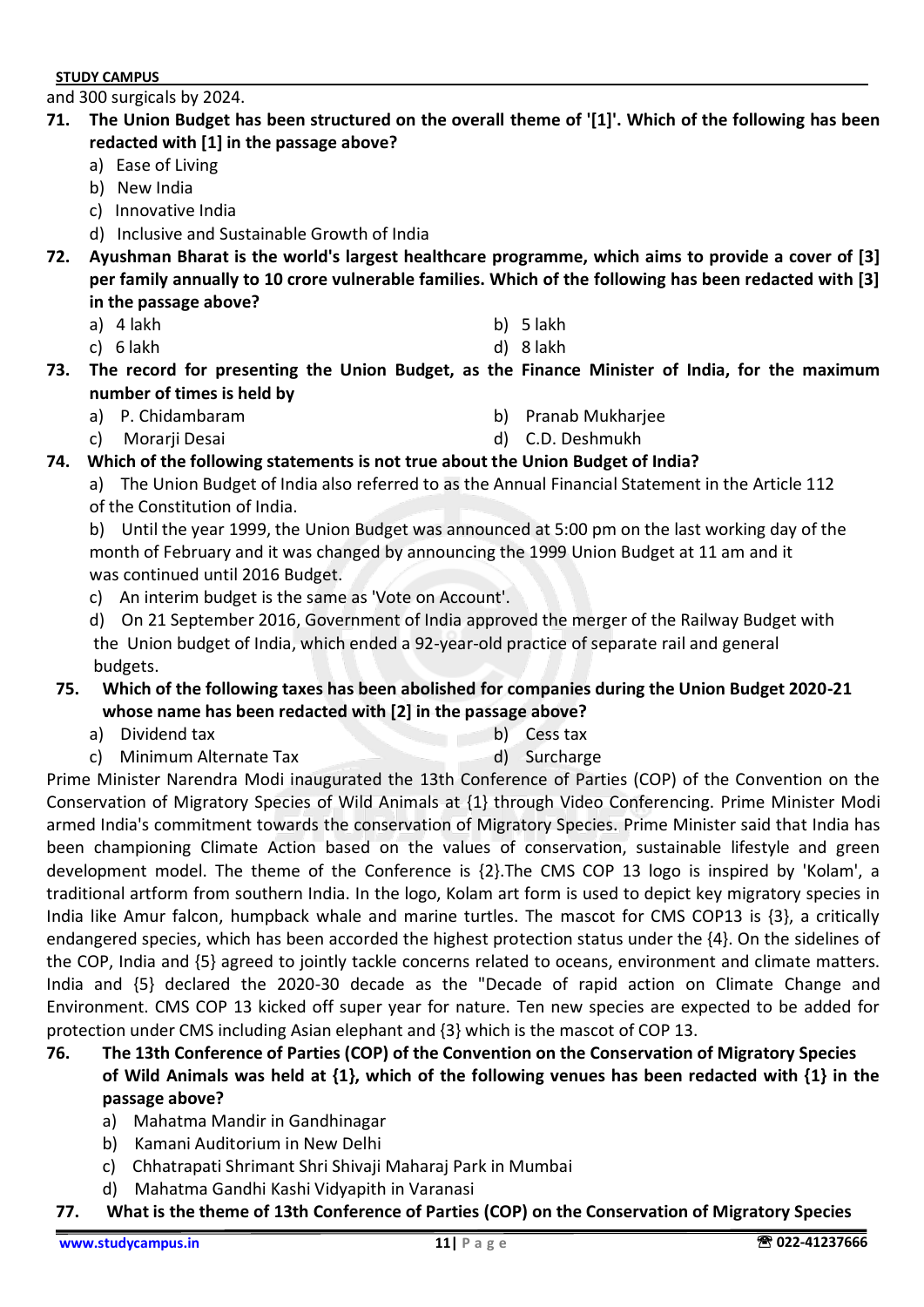and 300 surgicals by 2024.

**71. The Union Budget has been structured on the overall theme of '[1]'. Which of the following has been redacted with [1] in the passage above?**

a) Ease of Living
b) New India
c) Innovative India
d) Inclusive and Sustainable Growth of India

**72. Ayushman Bharat is the world's largest healthcare programme, which aims to provide a cover of [3] per family annually to 10 crore vulnerable families. Which of the following has been redacted with [3] in the passage above?**

a) 4 lakh
b) 5 lakh
c) 6 lakh
d) 8 lakh

**73. The record for presenting the Union Budget, as the Finance Minister of India, for the maximum number of times is held by**

a) P. Chidambaram
b) Pranab Mukharjee
c) Morarji Desai
d) C.D. Deshmukh

**74. Which of the following statements is not true about the Union Budget of India?**

a) The Union Budget of India also referred to as the Annual Financial Statement in the Article 112 of the Constitution of India.

b) Until the year 1999, the Union Budget was announced at 5:00 pm on the last working day of the month of February and it was changed by announcing the 1999 Union Budget at 11 am and it was continued until 2016 Budget.

c) An interim budget is the same as 'Vote on Account'.

d) On 21 September 2016, Government of India approved the merger of the Railway Budget with the Union budget of India, which ended a 92-year-old practice of separate rail and general budgets.

**75. Which of the following taxes has been abolished for companies during the Union Budget 2020-21 whose name has been redacted with [2] in the passage above?**

a) Dividend tax
b) Cess tax
c) Minimum Alternate Tax
d) Surcharge

Prime Minister Narendra Modi inaugurated the 13th Conference of Parties (COP) of the Convention on the Conservation of Migratory Species of Wild Animals at {1} through Video Conferencing. Prime Minister Modi armed India's commitment towards the conservation of Migratory Species. Prime Minister said that India has been championing Climate Action based on the values of conservation, sustainable lifestyle and green development model. The theme of the Conference is {2}.The CMS COP 13 logo is inspired by 'Kolam', a traditional artform from southern India. In the logo, Kolam art form is used to depict key migratory species in India like Amur falcon, humpback whale and marine turtles. The mascot for CMS COP13 is {3}, a critically endangered species, which has been accorded the highest protection status under the {4}. On the sidelines of the COP, India and {5} agreed to jointly tackle concerns related to oceans, environment and climate matters. India and {5} declared the 2020-30 decade as the "Decade of rapid action on Climate Change and Environment. CMS COP 13 kicked off super year for nature. Ten new species are expected to be added for protection under CMS including Asian elephant and {3} which is the mascot of COP 13.

**76. The 13th Conference of Parties (COP) of the Convention on the Conservation of Migratory Species of Wild Animals was held at {1}, which of the following venues has been redacted with {1} in the passage above?**

a) Mahatma Mandir in Gandhinagar
b) Kamani Auditorium in New Delhi
c) Chhatrapati Shrimant Shri Shivaji Maharaj Park in Mumbai
d) Mahatma Gandhi Kashi Vidyapith in Varanasi

**77. What is the theme of 13th Conference of Parties (COP) on the Conservation of Migratory Species**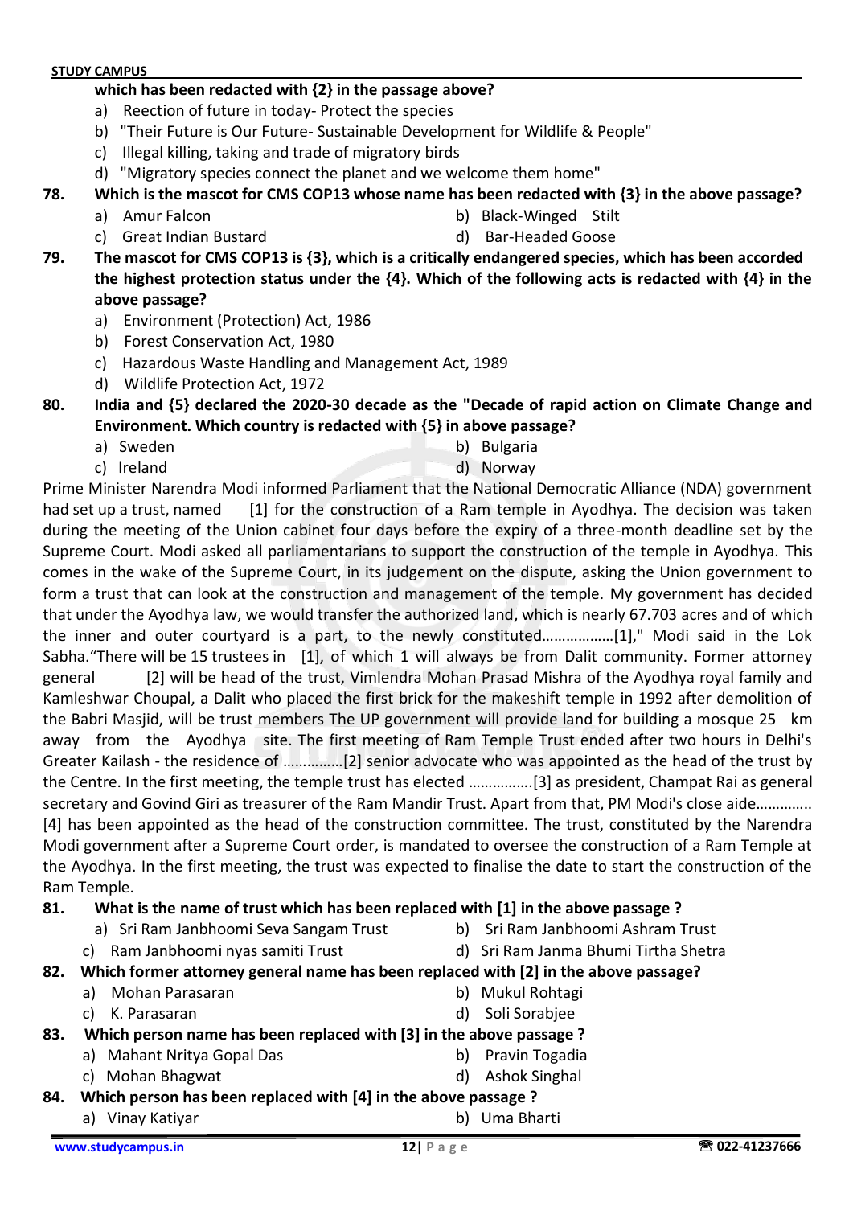which has been redacted with {2} in the passage above?

a) Reection of future in today- Protect the species
b) "Their Future is Our Future- Sustainable Development for Wildlife & People"
c) Illegal killing, taking and trade of migratory birds
d) "Migratory species connect the planet and we welcome them home"

**78. Which is the mascot for CMS COP13 whose name has been redacted with {3} in the above passage?**

a) Amur Falcon
b) Black-Winged Stilt
c) Great Indian Bustard
d) Bar-Headed Goose

**79. The mascot for CMS COP13 is {3}, which is a critically endangered species, which has been accorded the highest protection status under the {4}. Which of the following acts is redacted with {4} in the above passage?**

a) Environment (Protection) Act, 1986
b) Forest Conservation Act, 1980
c) Hazardous Waste Handling and Management Act, 1989
d) Wildlife Protection Act, 1972

**80. India and {5} declared the 2020-30 decade as the "Decade of rapid action on Climate Change and Environment. Which country is redacted with {5} in above passage?**

a) Sweden
b) Bulgaria
c) Ireland
d) Norway

Prime Minister Narendra Modi informed Parliament that the National Democratic Alliance (NDA) government had set up a trust, named [1] for the construction of a Ram temple in Ayodhya. The decision was taken during the meeting of the Union cabinet four days before the expiry of a three-month deadline set by the Supreme Court. Modi asked all parliamentarians to support the construction of the temple in Ayodhya. This comes in the wake of the Supreme Court, in its judgement on the dispute, asking the Union government to form a trust that can look at the construction and management of the temple. My government has decided that under the Ayodhya law, we would transfer the authorized land, which is nearly 67.703 acres and of which the inner and outer courtyard is a part, to the newly constituted………………[1]," Modi said in the Lok Sabha."There will be 15 trustees in [1], of which 1 will always be from Dalit community. Former attorney general [2] will be head of the trust, Vimlendra Mohan Prasad Mishra of the Ayodhya royal family and Kamleshwar Choupal, a Dalit who placed the first brick for the makeshift temple in 1992 after demolition of the Babri Masjid, will be trust members The UP government will provide land for building a mosque 25 km away from the Ayodhya site. The first meeting of Ram Temple Trust ended after two hours in Delhi's Greater Kailash - the residence of ……………[2] senior advocate who was appointed as the head of the trust by the Centre. In the first meeting, the temple trust has elected …………….[3] as president, Champat Rai as general secretary and Govind Giri as treasurer of the Ram Mandir Trust. Apart from that, PM Modi's close aide…………. [4] has been appointed as the head of the construction committee. The trust, constituted by the Narendra Modi government after a Supreme Court order, is mandated to oversee the construction of a Ram Temple at the Ayodhya. In the first meeting, the trust was expected to finalise the date to start the construction of the Ram Temple.

**81. What is the name of trust which has been replaced with [1] in the above passage ?**

a) Sri Ram Janbhoomi Seva Sangam Trust
b) Sri Ram Janbhoomi Ashram Trust
c) Ram Janbhoomi nyas samiti Trust
d) Sri Ram Janma Bhumi Tirtha Shetra

**82. Which former attorney general name has been replaced with [2] in the above passage?**

a) Mohan Parasaran
b) Mukul Rohtagi
c) K. Parasaran
d) Soli Sorabjee

**83. Which person name has been replaced with [3] in the above passage ?**

a) Mahant Nritya Gopal Das
b) Pravin Togadia
c) Mohan Bhagwat
d) Ashok Singhal

**84. Which person has been replaced with [4] in the above passage ?**

a) Vinay Katiyar
b) Uma Bharti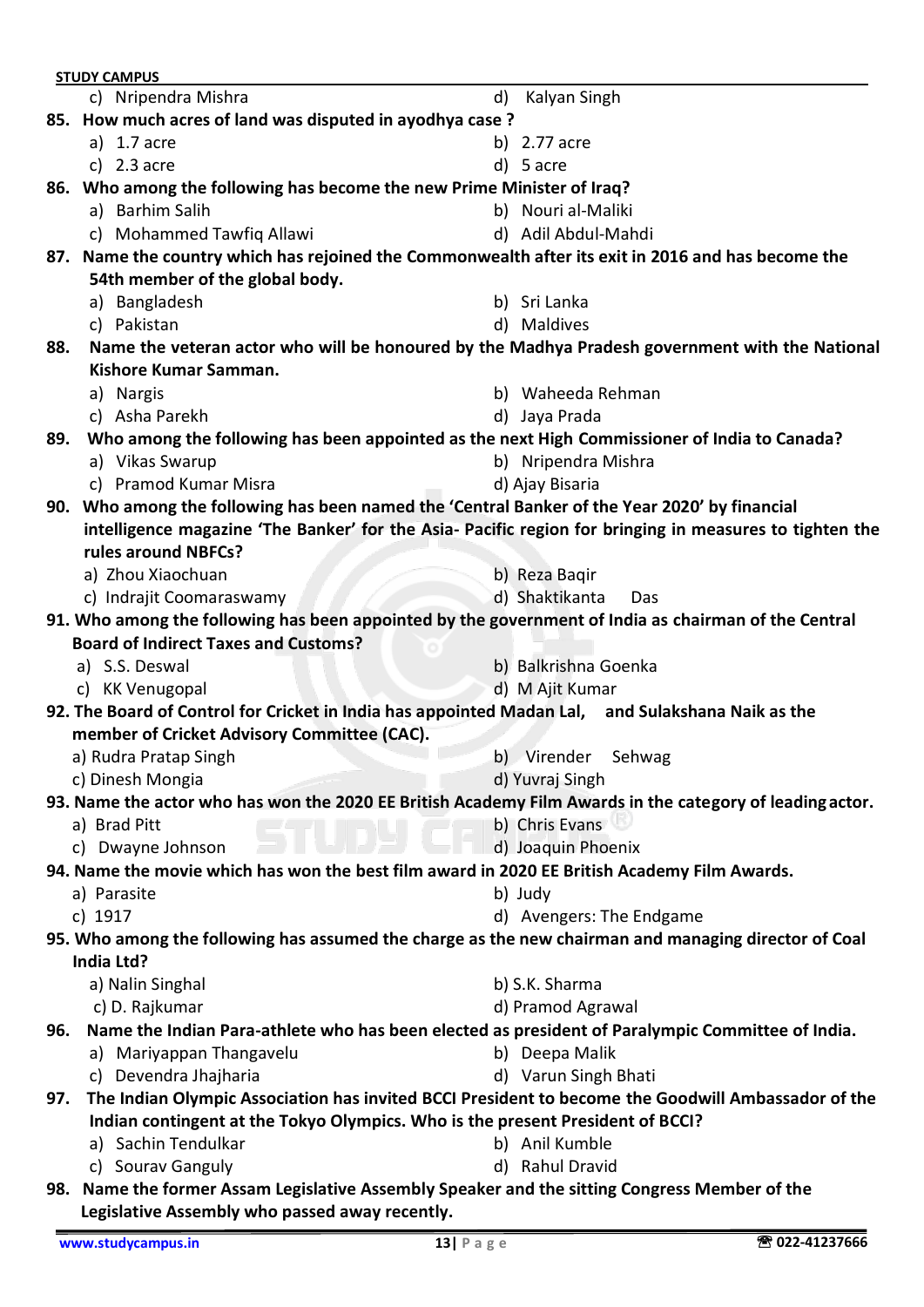c) Nripendra Mishra
d) Kalyan Singh

**85. How much acres of land was disputed in ayodhya case ?**

a) 1.7 acre
b) 2.77 acre
c) 2.3 acre
d) 5 acre

**86. Who among the following has become the new Prime Minister of Iraq?**

a) Barhim Salih
b) Nouri al-Maliki
c) Mohammed Tawfiq Allawi
d) Adil Abdul-Mahdi

**87. Name the country which has rejoined the Commonwealth after its exit in 2016 and has become the 54th member of the global body.**

a) Bangladesh
b) Sri Lanka
c) Pakistan
d) Maldives

**88. Name the veteran actor who will be honoured by the Madhya Pradesh government with the National Kishore Kumar Samman.**

a) Nargis
b) Waheeda Rehman
c) Asha Parekh
d) Jaya Prada

**89. Who among the following has been appointed as the next High Commissioner of India to Canada?**

a) Vikas Swarup
b) Nripendra Mishra
c) Pramod Kumar Misra
d) Ajay Bisaria

**90. Who among the following has been named the 'Central Banker of the Year 2020' by financial intelligence magazine 'The Banker' for the Asia- Pacific region for bringing in measures to tighten the rules around NBFCs?**

a) Zhou Xiaochuan
b) Reza Baqir
c) Indrajit Coomaraswamy
d) Shaktikanta Das

**91. Who among the following has been appointed by the government of India as chairman of the Central Board of Indirect Taxes and Customs?**

a) S.S. Deswal
b) Balkrishna Goenka
c) KK Venugopal
d) M Ajit Kumar

**92. The Board of Control for Cricket in India has appointed Madan Lal, and Sulakshana Naik as the member of Cricket Advisory Committee (CAC).**

a) Rudra Pratap Singh
b) Virender Sehwag
c) Dinesh Mongia
d) Yuvraj Singh

**93. Name the actor who has won the 2020 EE British Academy Film Awards in the category of leading actor.**

a) Brad Pitt
b) Chris Evans
c) Dwayne Johnson
d) Joaquin Phoenix

**94. Name the movie which has won the best film award in 2020 EE British Academy Film Awards.**

a) Parasite
b) Judy
c) 1917
d) Avengers: The Endgame

**95. Who among the following has assumed the charge as the new chairman and managing director of Coal India Ltd?**

a) Nalin Singhal
b) S.K. Sharma
c) D. Rajkumar
d) Pramod Agrawal

**96. Name the Indian Para-athlete who has been elected as president of Paralympic Committee of India.**

a) Mariyappan Thangavelu
b) Deepa Malik
c) Devendra Jhajharia
d) Varun Singh Bhati

**97. The Indian Olympic Association has invited BCCI President to become the Goodwill Ambassador of the Indian contingent at the Tokyo Olympics. Who is the present President of BCCI?**

a) Sachin Tendulkar
b) Anil Kumble
c) Sourav Ganguly
d) Rahul Dravid

**98. Name the former Assam Legislative Assembly Speaker and the sitting Congress Member of the Legislative Assembly who passed away recently.**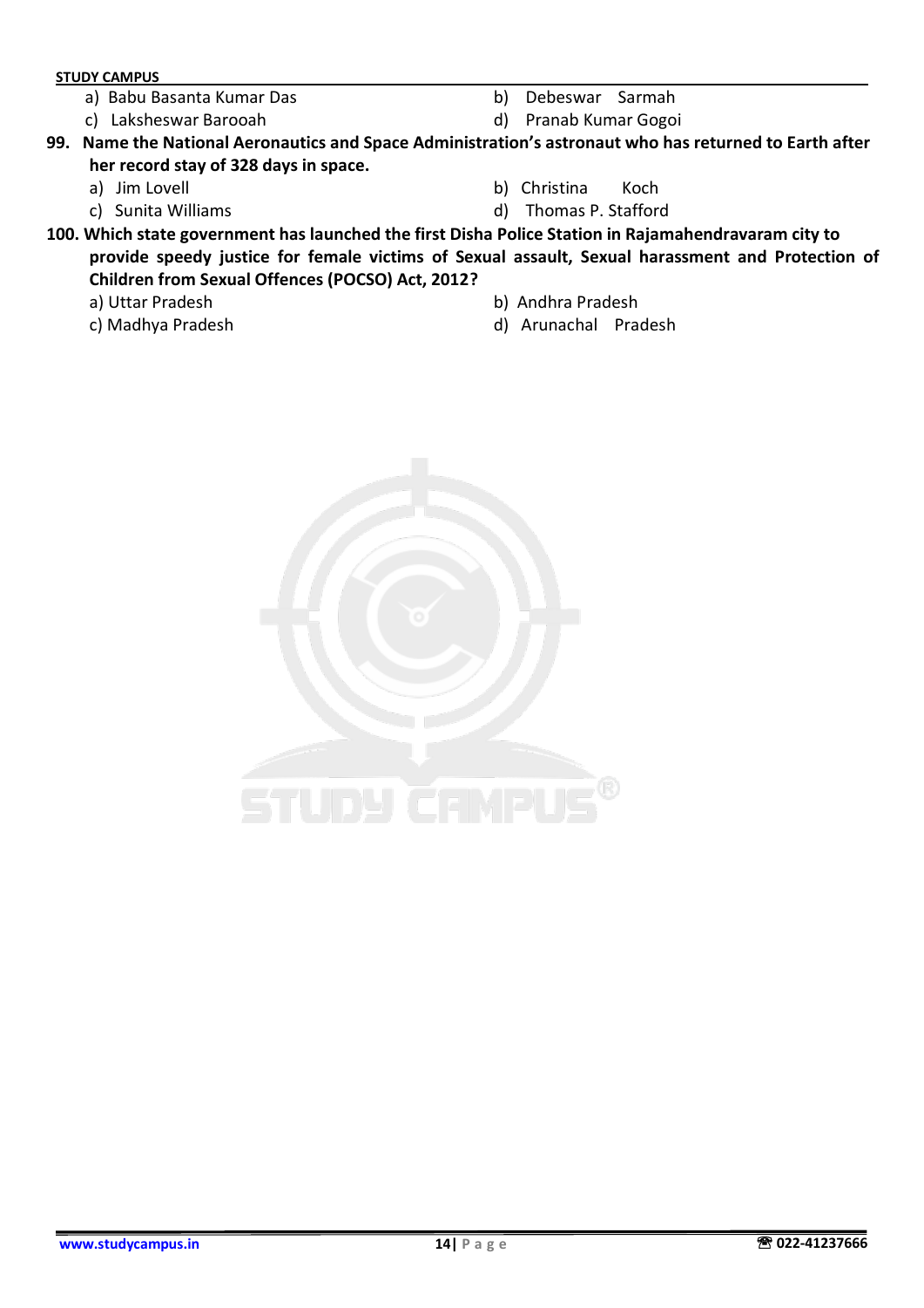a) Babu Basanta Kumar Das
b) Debeswar Sarmah
c) Laksheswar Barooah
d) Pranab Kumar Gogoi

**99. Name the National Aeronautics and Space Administration's astronaut who has returned to Earth after her record stay of 328 days in space.**

a) Jim Lovell
b) Christina Koch
c) Sunita Williams
d) Thomas P. Stafford

**100. Which state government has launched the first Disha Police Station in Rajamahendravaram city to provide speedy justice for female victims of Sexual assault, Sexual harassment and Protection of Children from Sexual Offences (POCSO) Act, 2012?**

a) Uttar Pradesh
b) Andhra Pradesh
c) Madhya Pradesh
d) Arunachal Pradesh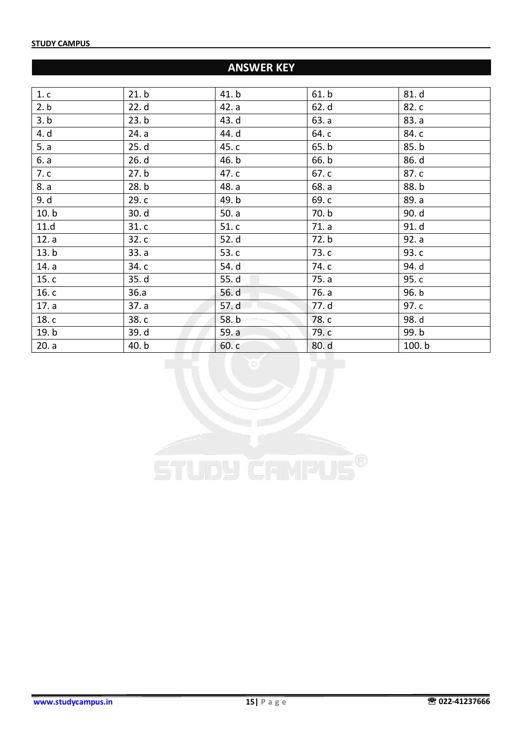## ANSWER KEY

| | | | | |
|---|---|---|---|---|
| 1. c | 21. b | 41. b | 61. b | 81. d |
| 2. b | 22. d | 42. a | 62. d | 82. c |
| 3. b | 23. b | 43. d | 63. a | 83. a |
| 4. d | 24. a | 44. d | 64. c | 84. c |
| 5. a | 25. d | 45. c | 65. b | 85. b |
| 6. a | 26. d | 46. b | 66. b | 86. d |
| 7. c | 27. b | 47. c | 67. c | 87. c |
| 8. a | 28. b | 48. a | 68. a | 88. b |
| 9. d | 29. c | 49. b | 69. c | 89. a |
| 10. b | 30. d | 50. a | 70. b | 90. d |
| 11.d | 31. c | 51. c | 71. a | 91. d |
| 12. a | 32. c | 52. d | 72. b | 92. a |
| 13. b | 33. a | 53. c | 73. c | 93. c |
| 14. a | 34. c | 54. d | 74. c | 94. d |
| 15. c | 35. d | 55. d | 75. a | 95. c |
| 16. c | 36.a | 56. d | 76. a | 96. b |
| 17. a | 37. a | 57. d | 77. d | 97. c |
| 18. c | 38. c | 58. b | 78. c | 98. d |
| 19. b | 39. d | 59. a | 79. c | 99. b |
| 20. a | 40. b | 60. c | 80. d | 100. b |